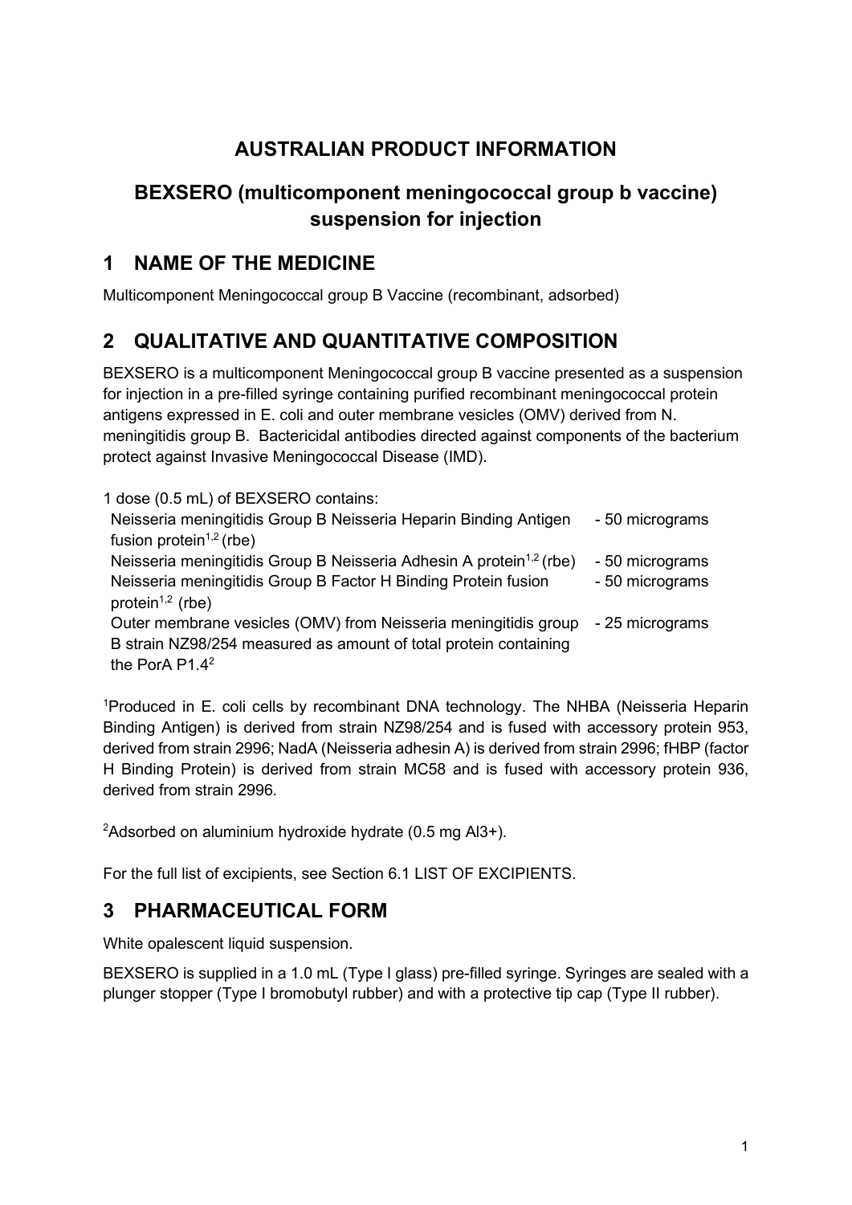# AUSTRALIAN PRODUCT INFORMATION

# BEXSERO (multicomponent meningococcal group b vaccine) suspension for injection

## 1 NAME OF THE MEDICINE

Multicomponent Meningococcal group B Vaccine (recombinant, adsorbed)

## 2 QUALITATIVE AND QUANTITATIVE COMPOSITION

BEXSERO is a multicomponent Meningococcal group B vaccine presented as a suspension for injection in a pre-filled syringe containing purified recombinant meningococcal protein antigens expressed in E. coli and outer membrane vesicles (OMV) derived from N. meningitidis group B. Bactericidal antibodies directed against components of the bacterium protect against Invasive Meningococcal Disease (IMD).

1 dose (0.5 mL) of BEXSERO contains:

| | |
|---|---|
| Neisseria meningitidis Group B Neisseria Heparin Binding Antigen fusion protein[1,2] (rbe) | - 50 micrograms |
| Neisseria meningitidis Group B Neisseria Adhesin A protein[1,2] (rbe) | - 50 micrograms |
| Neisseria meningitidis Group B Factor H Binding Protein fusion protein[1,2] (rbe) | - 50 micrograms |
| Outer membrane vesicles (OMV) from Neisseria meningitidis group B strain NZ98/254 measured as amount of total protein containing the PorA P1.4[2] | - 25 micrograms |

[1]Produced in E. coli cells by recombinant DNA technology. The NHBA (Neisseria Heparin Binding Antigen) is derived from strain NZ98/254 and is fused with accessory protein 953, derived from strain 2996; NadA (Neisseria adhesin A) is derived from strain 2996; fHBP (factor H Binding Protein) is derived from strain MC58 and is fused with accessory protein 936, derived from strain 2996.

[2]Adsorbed on aluminium hydroxide hydrate (0.5 mg $Al^{3+}$).

For the full list of excipients, see Section 6.1 LIST OF EXCIPIENTS.

## 3 PHARMACEUTICAL FORM

White opalescent liquid suspension.

BEXSERO is supplied in a 1.0 mL (Type I glass) pre-filled syringe. Syringes are sealed with a plunger stopper (Type I bromobutyl rubber) and with a protective tip cap (Type II rubber).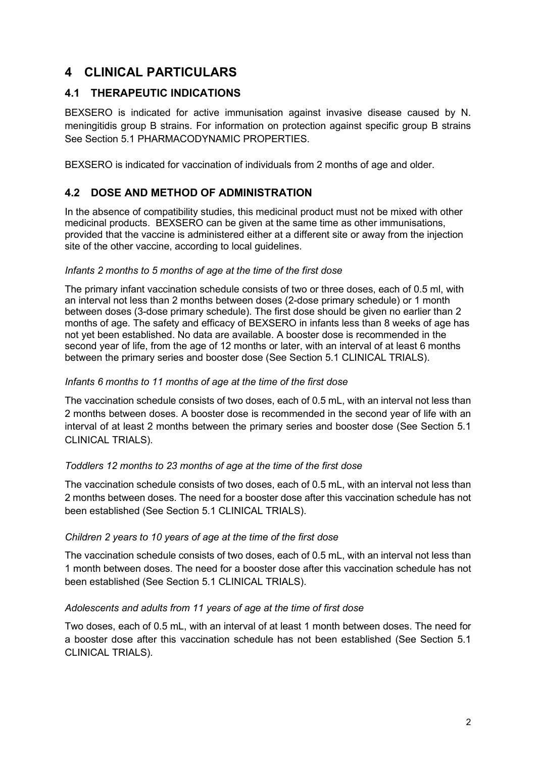# 4 CLINICAL PARTICULARS

## 4.1 THERAPEUTIC INDICATIONS

BEXSERO is indicated for active immunisation against invasive disease caused by N. meningitidis group B strains. For information on protection against specific group B strains See Section 5.1 PHARMACODYNAMIC PROPERTIES.

BEXSERO is indicated for vaccination of individuals from 2 months of age and older.

## 4.2 DOSE AND METHOD OF ADMINISTRATION

In the absence of compatibility studies, this medicinal product must not be mixed with other medicinal products. BEXSERO can be given at the same time as other immunisations, provided that the vaccine is administered either at a different site or away from the injection site of the other vaccine, according to local guidelines.

*Infants 2 months to 5 months of age at the time of the first dose*

The primary infant vaccination schedule consists of two or three doses, each of 0.5 ml, with an interval not less than 2 months between doses (2-dose primary schedule) or 1 month between doses (3-dose primary schedule). The first dose should be given no earlier than 2 months of age. The safety and efficacy of BEXSERO in infants less than 8 weeks of age has not yet been established. No data are available. A booster dose is recommended in the second year of life, from the age of 12 months or later, with an interval of at least 6 months between the primary series and booster dose (See Section 5.1 CLINICAL TRIALS).

*Infants 6 months to 11 months of age at the time of the first dose*

The vaccination schedule consists of two doses, each of 0.5 mL, with an interval not less than 2 months between doses. A booster dose is recommended in the second year of life with an interval of at least 2 months between the primary series and booster dose (See Section 5.1 CLINICAL TRIALS).

*Toddlers 12 months to 23 months of age at the time of the first dose*

The vaccination schedule consists of two doses, each of 0.5 mL, with an interval not less than 2 months between doses. The need for a booster dose after this vaccination schedule has not been established (See Section 5.1 CLINICAL TRIALS).

*Children 2 years to 10 years of age at the time of the first dose*

The vaccination schedule consists of two doses, each of 0.5 mL, with an interval not less than 1 month between doses. The need for a booster dose after this vaccination schedule has not been established (See Section 5.1 CLINICAL TRIALS).

*Adolescents and adults from 11 years of age at the time of first dose*

Two doses, each of 0.5 mL, with an interval of at least 1 month between doses. The need for a booster dose after this vaccination schedule has not been established (See Section 5.1 CLINICAL TRIALS).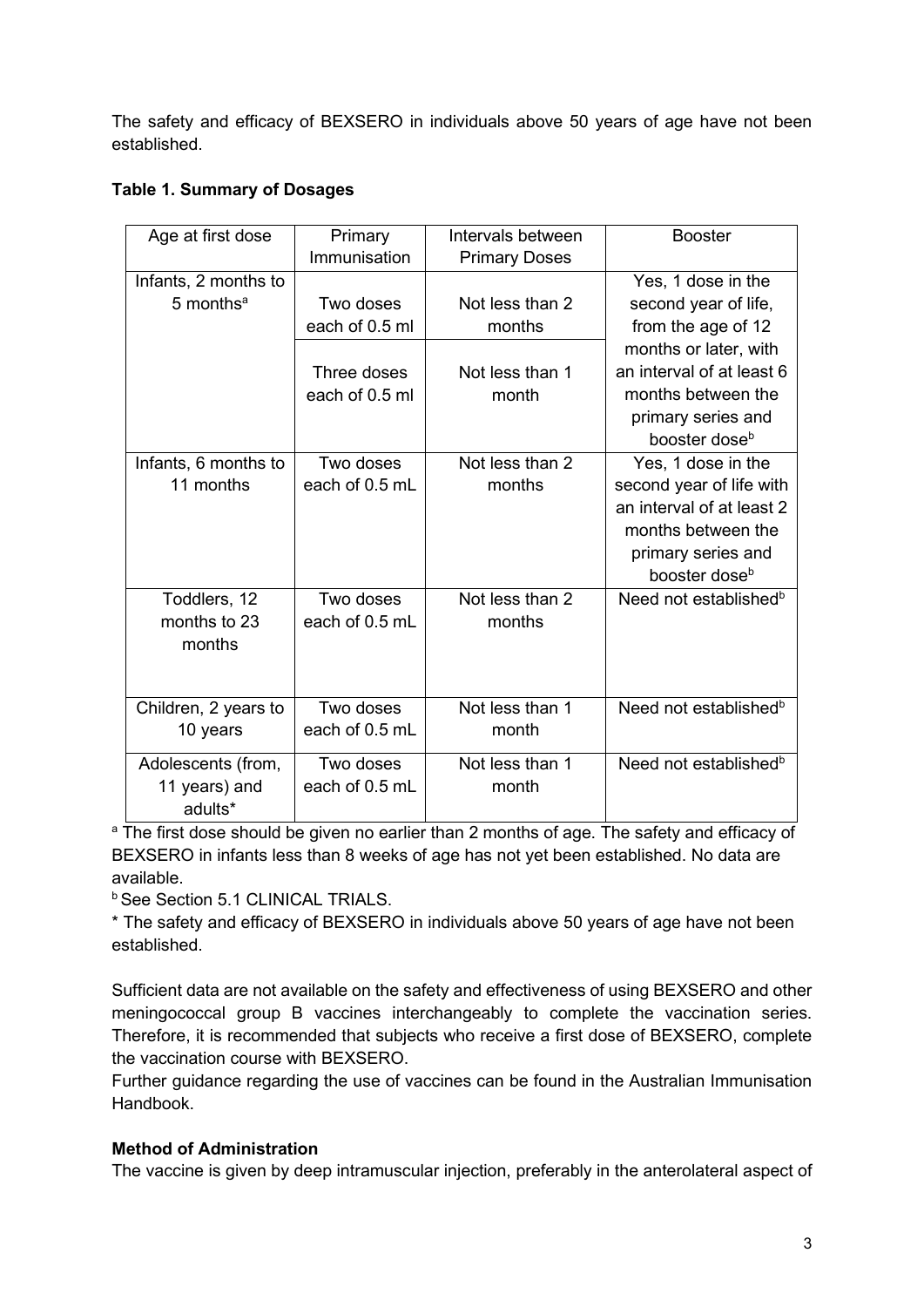The safety and efficacy of BEXSERO in individuals above 50 years of age have not been established.

**Table 1. Summary of Dosages**

| Age at first dose | Primary Immunisation | Intervals between Primary Doses | Booster |
|---|---|---|---|
| Infants, 2 months to 5 months[a] | Two doses each of 0.5 ml | Not less than 2 months | Yes, 1 dose in the second year of life, from the age of 12 months or later, with an interval of at least 6 months between the primary series and booster dose[b] |
| | Three doses each of 0.5 ml | Not less than 1 month | |
| Infants, 6 months to 11 months | Two doses each of 0.5 mL | Not less than 2 months | Yes, 1 dose in the second year of life with an interval of at least 2 months between the primary series and booster dose[b] |
| Toddlers, 12 months to 23 months | Two doses each of 0.5 mL | Not less than 2 months | Need not established[b] |
| Children, 2 years to 10 years | Two doses each of 0.5 mL | Not less than 1 month | Need not established[b] |
| Adolescents (from, 11 years) and adults* | Two doses each of 0.5 mL | Not less than 1 month | Need not established[b] |

[a] The first dose should be given no earlier than 2 months of age. The safety and efficacy of BEXSERO in infants less than 8 weeks of age has not yet been established. No data are available.

[b] See Section 5.1 CLINICAL TRIALS.

* The safety and efficacy of BEXSERO in individuals above 50 years of age have not been established.

Sufficient data are not available on the safety and effectiveness of using BEXSERO and other meningococcal group B vaccines interchangeably to complete the vaccination series. Therefore, it is recommended that subjects who receive a first dose of BEXSERO, complete the vaccination course with BEXSERO.

Further guidance regarding the use of vaccines can be found in the Australian Immunisation Handbook.

**Method of Administration**

The vaccine is given by deep intramuscular injection, preferably in the anterolateral aspect of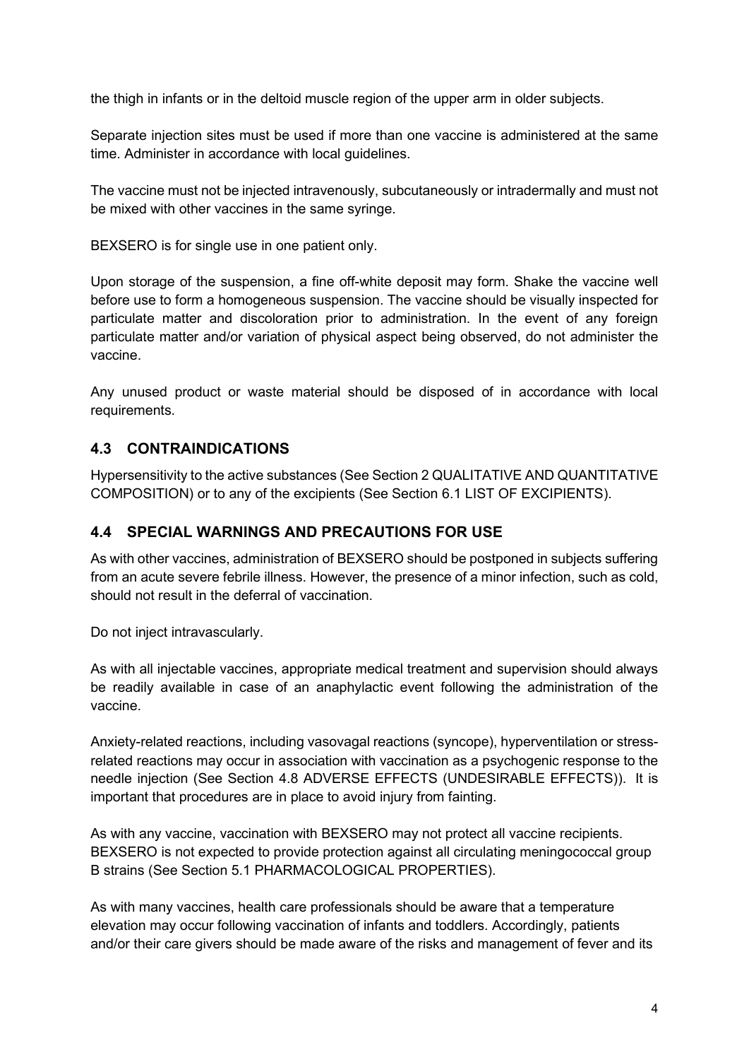the thigh in infants or in the deltoid muscle region of the upper arm in older subjects.

Separate injection sites must be used if more than one vaccine is administered at the same time. Administer in accordance with local guidelines.

The vaccine must not be injected intravenously, subcutaneously or intradermally and must not be mixed with other vaccines in the same syringe.

BEXSERO is for single use in one patient only.

Upon storage of the suspension, a fine off-white deposit may form. Shake the vaccine well before use to form a homogeneous suspension. The vaccine should be visually inspected for particulate matter and discoloration prior to administration. In the event of any foreign particulate matter and/or variation of physical aspect being observed, do not administer the vaccine.

Any unused product or waste material should be disposed of in accordance with local requirements.

## 4.3 CONTRAINDICATIONS

Hypersensitivity to the active substances (See Section 2 QUALITATIVE AND QUANTITATIVE COMPOSITION) or to any of the excipients (See Section 6.1 LIST OF EXCIPIENTS).

## 4.4 SPECIAL WARNINGS AND PRECAUTIONS FOR USE

As with other vaccines, administration of BEXSERO should be postponed in subjects suffering from an acute severe febrile illness. However, the presence of a minor infection, such as cold, should not result in the deferral of vaccination.

Do not inject intravascularly.

As with all injectable vaccines, appropriate medical treatment and supervision should always be readily available in case of an anaphylactic event following the administration of the vaccine.

Anxiety-related reactions, including vasovagal reactions (syncope), hyperventilation or stress-related reactions may occur in association with vaccination as a psychogenic response to the needle injection (See Section 4.8 ADVERSE EFFECTS (UNDESIRABLE EFFECTS)). It is important that procedures are in place to avoid injury from fainting.

As with any vaccine, vaccination with BEXSERO may not protect all vaccine recipients. BEXSERO is not expected to provide protection against all circulating meningococcal group B strains (See Section 5.1 PHARMACOLOGICAL PROPERTIES).

As with many vaccines, health care professionals should be aware that a temperature elevation may occur following vaccination of infants and toddlers. Accordingly, patients and/or their care givers should be made aware of the risks and management of fever and its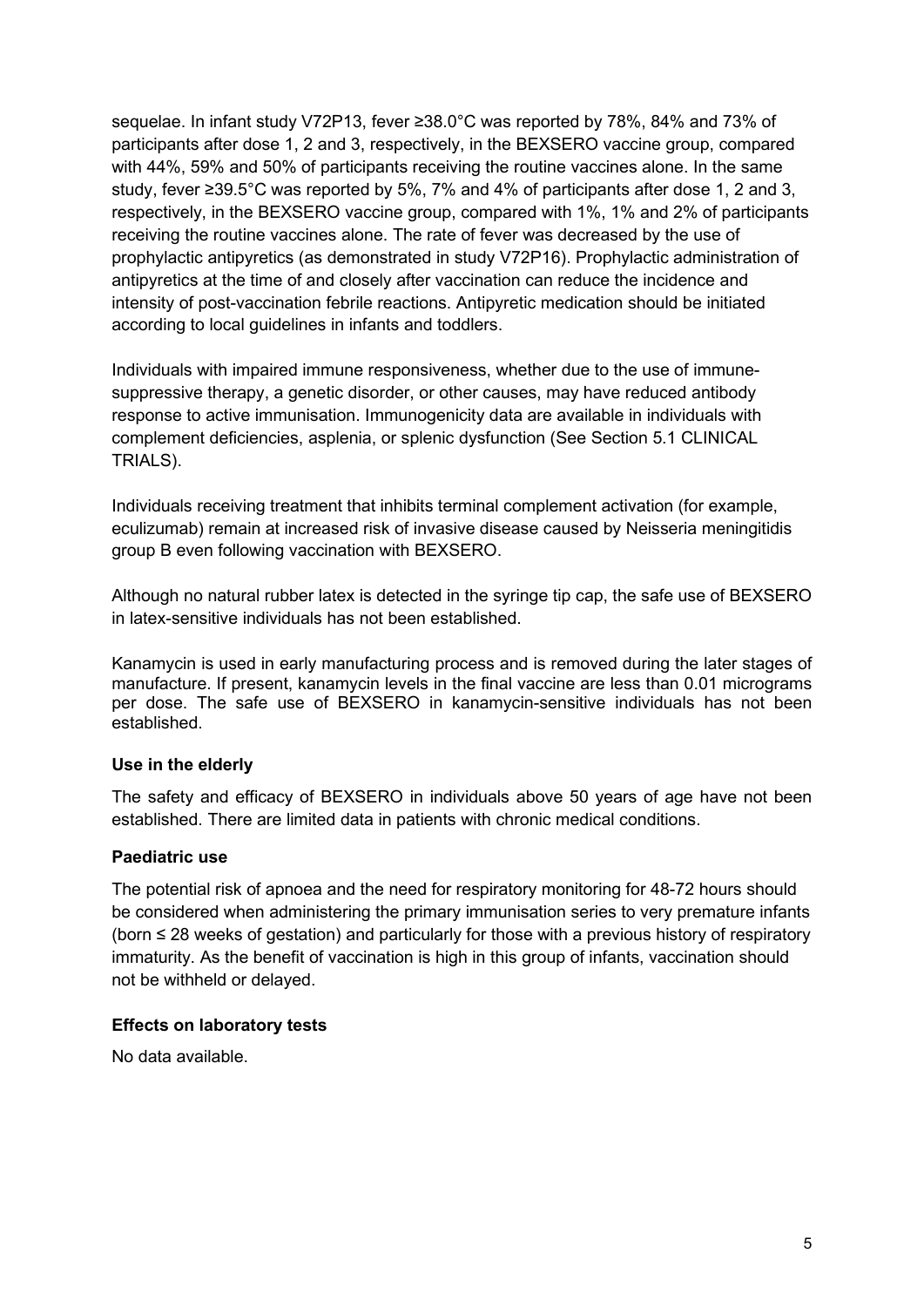sequelae. In infant study V72P13, fever ≥38.0°C was reported by 78%, 84% and 73% of participants after dose 1, 2 and 3, respectively, in the BEXSERO vaccine group, compared with 44%, 59% and 50% of participants receiving the routine vaccines alone. In the same study, fever ≥39.5°C was reported by 5%, 7% and 4% of participants after dose 1, 2 and 3, respectively, in the BEXSERO vaccine group, compared with 1%, 1% and 2% of participants receiving the routine vaccines alone. The rate of fever was decreased by the use of prophylactic antipyretics (as demonstrated in study V72P16). Prophylactic administration of antipyretics at the time of and closely after vaccination can reduce the incidence and intensity of post-vaccination febrile reactions. Antipyretic medication should be initiated according to local guidelines in infants and toddlers.

Individuals with impaired immune responsiveness, whether due to the use of immune-suppressive therapy, a genetic disorder, or other causes, may have reduced antibody response to active immunisation. Immunogenicity data are available in individuals with complement deficiencies, asplenia, or splenic dysfunction (See Section 5.1 CLINICAL TRIALS).

Individuals receiving treatment that inhibits terminal complement activation (for example, eculizumab) remain at increased risk of invasive disease caused by Neisseria meningitidis group B even following vaccination with BEXSERO.

Although no natural rubber latex is detected in the syringe tip cap, the safe use of BEXSERO in latex-sensitive individuals has not been established.

Kanamycin is used in early manufacturing process and is removed during the later stages of manufacture. If present, kanamycin levels in the final vaccine are less than 0.01 micrograms per dose. The safe use of BEXSERO in kanamycin-sensitive individuals has not been established.

**Use in the elderly**

The safety and efficacy of BEXSERO in individuals above 50 years of age have not been established. There are limited data in patients with chronic medical conditions.

**Paediatric use**

The potential risk of apnoea and the need for respiratory monitoring for 48-72 hours should be considered when administering the primary immunisation series to very premature infants (born ≤ 28 weeks of gestation) and particularly for those with a previous history of respiratory immaturity. As the benefit of vaccination is high in this group of infants, vaccination should not be withheld or delayed.

**Effects on laboratory tests**

No data available.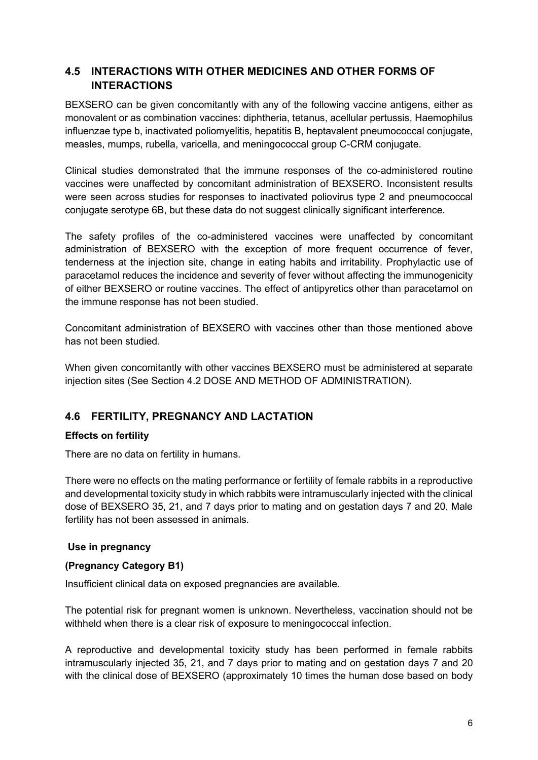## 4.5 INTERACTIONS WITH OTHER MEDICINES AND OTHER FORMS OF INTERACTIONS

BEXSERO can be given concomitantly with any of the following vaccine antigens, either as monovalent or as combination vaccines: diphtheria, tetanus, acellular pertussis, Haemophilus influenzae type b, inactivated poliomyelitis, hepatitis B, heptavalent pneumococcal conjugate, measles, mumps, rubella, varicella, and meningococcal group C-CRM conjugate.

Clinical studies demonstrated that the immune responses of the co-administered routine vaccines were unaffected by concomitant administration of BEXSERO. Inconsistent results were seen across studies for responses to inactivated poliovirus type 2 and pneumococcal conjugate serotype 6B, but these data do not suggest clinically significant interference.

The safety profiles of the co-administered vaccines were unaffected by concomitant administration of BEXSERO with the exception of more frequent occurrence of fever, tenderness at the injection site, change in eating habits and irritability. Prophylactic use of paracetamol reduces the incidence and severity of fever without affecting the immunogenicity of either BEXSERO or routine vaccines. The effect of antipyretics other than paracetamol on the immune response has not been studied.

Concomitant administration of BEXSERO with vaccines other than those mentioned above has not been studied.

When given concomitantly with other vaccines BEXSERO must be administered at separate injection sites (See Section 4.2 DOSE AND METHOD OF ADMINISTRATION).

## 4.6 FERTILITY, PREGNANCY AND LACTATION

**Effects on fertility**

There are no data on fertility in humans.

There were no effects on the mating performance or fertility of female rabbits in a reproductive and developmental toxicity study in which rabbits were intramuscularly injected with the clinical dose of BEXSERO 35, 21, and 7 days prior to mating and on gestation days 7 and 20. Male fertility has not been assessed in animals.

**Use in pregnancy**

**(Pregnancy Category B1)**

Insufficient clinical data on exposed pregnancies are available.

The potential risk for pregnant women is unknown. Nevertheless, vaccination should not be withheld when there is a clear risk of exposure to meningococcal infection.

A reproductive and developmental toxicity study has been performed in female rabbits intramuscularly injected 35, 21, and 7 days prior to mating and on gestation days 7 and 20 with the clinical dose of BEXSERO (approximately 10 times the human dose based on body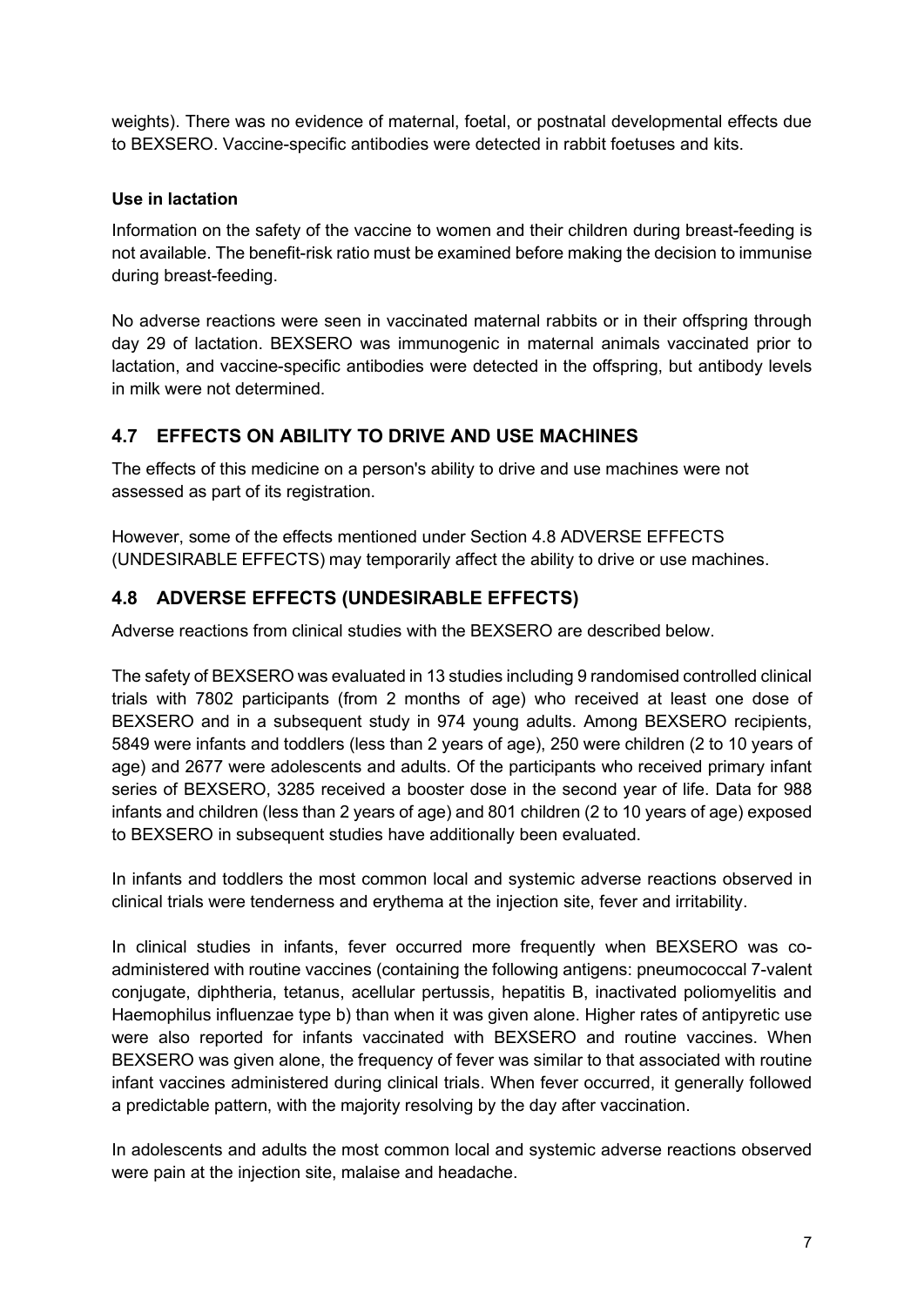weights). There was no evidence of maternal, foetal, or postnatal developmental effects due to BEXSERO. Vaccine-specific antibodies were detected in rabbit foetuses and kits.

**Use in lactation**

Information on the safety of the vaccine to women and their children during breast-feeding is not available. The benefit-risk ratio must be examined before making the decision to immunise during breast-feeding.

No adverse reactions were seen in vaccinated maternal rabbits or in their offspring through day 29 of lactation. BEXSERO was immunogenic in maternal animals vaccinated prior to lactation, and vaccine-specific antibodies were detected in the offspring, but antibody levels in milk were not determined.

## 4.7 EFFECTS ON ABILITY TO DRIVE AND USE MACHINES

The effects of this medicine on a person's ability to drive and use machines were not assessed as part of its registration.

However, some of the effects mentioned under Section 4.8 ADVERSE EFFECTS (UNDESIRABLE EFFECTS) may temporarily affect the ability to drive or use machines.

## 4.8 ADVERSE EFFECTS (UNDESIRABLE EFFECTS)

Adverse reactions from clinical studies with the BEXSERO are described below.

The safety of BEXSERO was evaluated in 13 studies including 9 randomised controlled clinical trials with 7802 participants (from 2 months of age) who received at least one dose of BEXSERO and in a subsequent study in 974 young adults. Among BEXSERO recipients, 5849 were infants and toddlers (less than 2 years of age), 250 were children (2 to 10 years of age) and 2677 were adolescents and adults. Of the participants who received primary infant series of BEXSERO, 3285 received a booster dose in the second year of life. Data for 988 infants and children (less than 2 years of age) and 801 children (2 to 10 years of age) exposed to BEXSERO in subsequent studies have additionally been evaluated.

In infants and toddlers the most common local and systemic adverse reactions observed in clinical trials were tenderness and erythema at the injection site, fever and irritability.

In clinical studies in infants, fever occurred more frequently when BEXSERO was co-administered with routine vaccines (containing the following antigens: pneumococcal 7-valent conjugate, diphtheria, tetanus, acellular pertussis, hepatitis B, inactivated poliomyelitis and Haemophilus influenzae type b) than when it was given alone. Higher rates of antipyretic use were also reported for infants vaccinated with BEXSERO and routine vaccines. When BEXSERO was given alone, the frequency of fever was similar to that associated with routine infant vaccines administered during clinical trials. When fever occurred, it generally followed a predictable pattern, with the majority resolving by the day after vaccination.

In adolescents and adults the most common local and systemic adverse reactions observed were pain at the injection site, malaise and headache.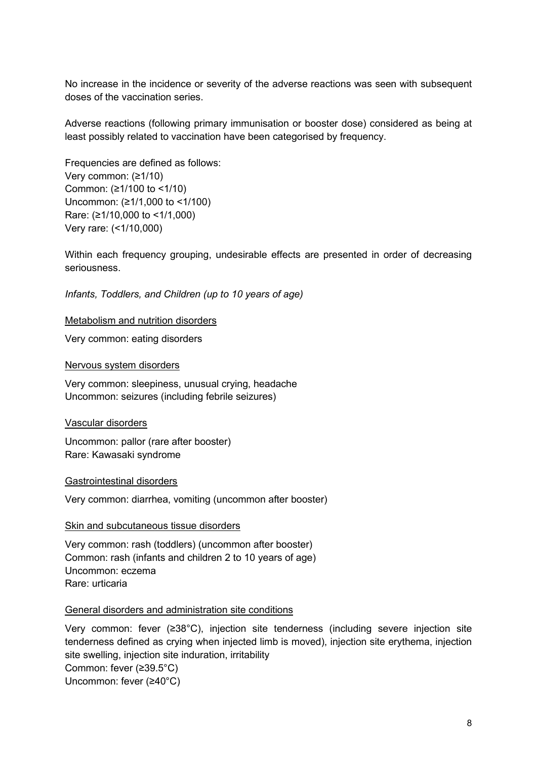No increase in the incidence or severity of the adverse reactions was seen with subsequent doses of the vaccination series.

Adverse reactions (following primary immunisation or booster dose) considered as being at least possibly related to vaccination have been categorised by frequency.

Frequencies are defined as follows:
Very common: (≥1/10)
Common: (≥1/100 to <1/10)
Uncommon: (≥1/1,000 to <1/100)
Rare: (≥1/10,000 to <1/1,000)
Very rare: (<1/10,000)

Within each frequency grouping, undesirable effects are presented in order of decreasing seriousness.

*Infants, Toddlers, and Children (up to 10 years of age)*

<u>Metabolism and nutrition disorders</u>

Very common: eating disorders

<u>Nervous system disorders</u>

Very common: sleepiness, unusual crying, headache
Uncommon: seizures (including febrile seizures)

<u>Vascular disorders</u>

Uncommon: pallor (rare after booster)
Rare: Kawasaki syndrome

<u>Gastrointestinal disorders</u>

Very common: diarrhea, vomiting (uncommon after booster)

<u>Skin and subcutaneous tissue disorders</u>

Very common: rash (toddlers) (uncommon after booster)
Common: rash (infants and children 2 to 10 years of age)
Uncommon: eczema
Rare: urticaria

<u>General disorders and administration site conditions</u>

Very common: fever (≥38°C), injection site tenderness (including severe injection site tenderness defined as crying when injected limb is moved), injection site erythema, injection site swelling, injection site induration, irritability
Common: fever (≥39.5°C)
Uncommon: fever (≥40°C)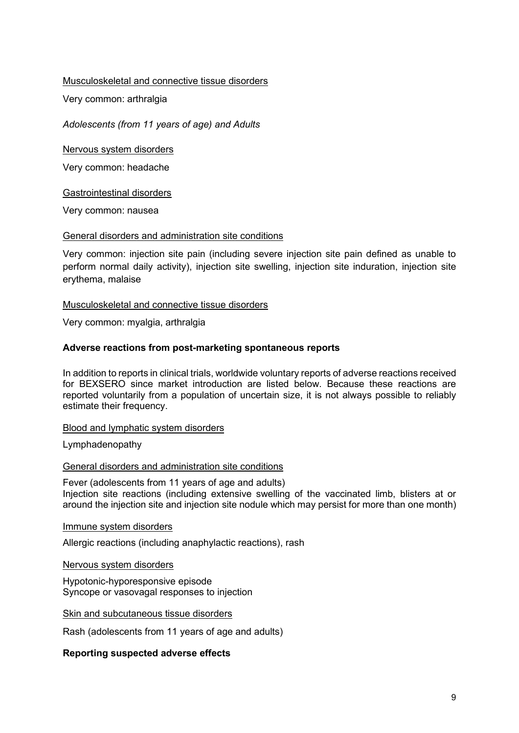Musculoskeletal and connective tissue disorders

Very common: arthralgia

*Adolescents (from 11 years of age) and Adults*

Nervous system disorders

Very common: headache

Gastrointestinal disorders

Very common: nausea

General disorders and administration site conditions

Very common: injection site pain (including severe injection site pain defined as unable to perform normal daily activity), injection site swelling, injection site induration, injection site erythema, malaise

Musculoskeletal and connective tissue disorders

Very common: myalgia, arthralgia

**Adverse reactions from post-marketing spontaneous reports**

In addition to reports in clinical trials, worldwide voluntary reports of adverse reactions received for BEXSERO since market introduction are listed below. Because these reactions are reported voluntarily from a population of uncertain size, it is not always possible to reliably estimate their frequency.

Blood and lymphatic system disorders

Lymphadenopathy

General disorders and administration site conditions

Fever (adolescents from 11 years of age and adults)
Injection site reactions (including extensive swelling of the vaccinated limb, blisters at or around the injection site and injection site nodule which may persist for more than one month)

Immune system disorders

Allergic reactions (including anaphylactic reactions), rash

Nervous system disorders

Hypotonic-hyporesponsive episode
Syncope or vasovagal responses to injection

Skin and subcutaneous tissue disorders

Rash (adolescents from 11 years of age and adults)

**Reporting suspected adverse effects**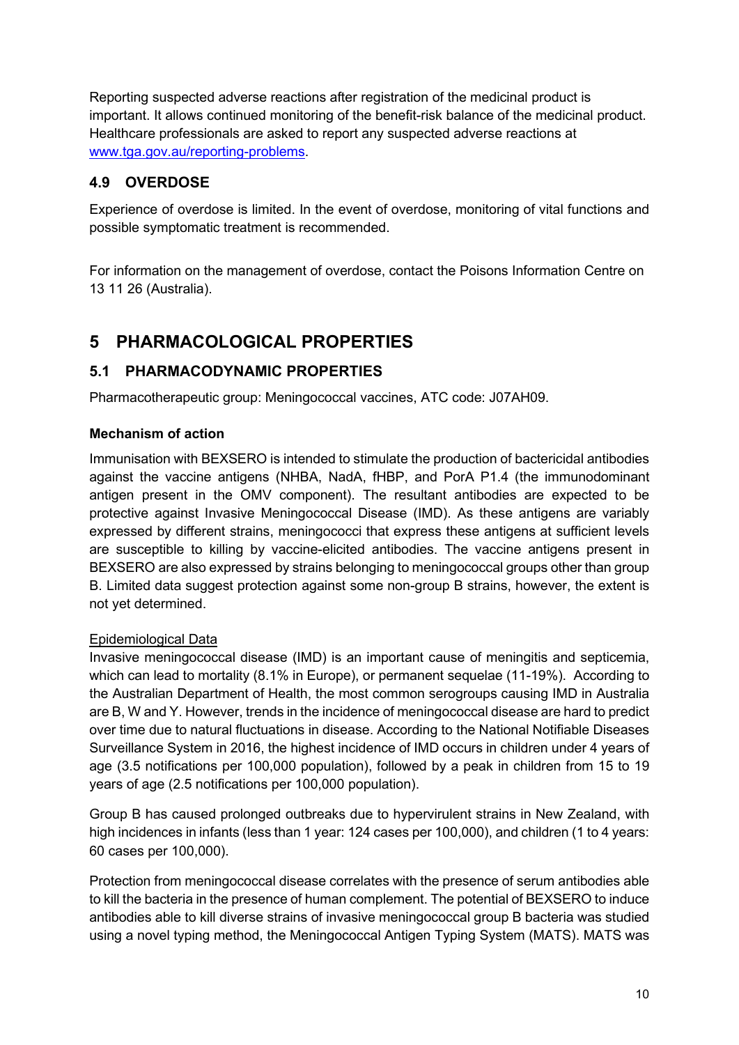Reporting suspected adverse reactions after registration of the medicinal product is important. It allows continued monitoring of the benefit-risk balance of the medicinal product. Healthcare professionals are asked to report any suspected adverse reactions at www.tga.gov.au/reporting-problems.

## 4.9 OVERDOSE

Experience of overdose is limited. In the event of overdose, monitoring of vital functions and possible symptomatic treatment is recommended.

For information on the management of overdose, contact the Poisons Information Centre on 13 11 26 (Australia).

# 5 PHARMACOLOGICAL PROPERTIES

## 5.1 PHARMACODYNAMIC PROPERTIES

Pharmacotherapeutic group: Meningococcal vaccines, ATC code: J07AH09.

**Mechanism of action**

Immunisation with BEXSERO is intended to stimulate the production of bactericidal antibodies against the vaccine antigens (NHBA, NadA, fHBP, and PorA P1.4 (the immunodominant antigen present in the OMV component). The resultant antibodies are expected to be protective against Invasive Meningococcal Disease (IMD). As these antigens are variably expressed by different strains, meningococci that express these antigens at sufficient levels are susceptible to killing by vaccine-elicited antibodies. The vaccine antigens present in BEXSERO are also expressed by strains belonging to meningococcal groups other than group B. Limited data suggest protection against some non-group B strains, however, the extent is not yet determined.

Epidemiological Data

Invasive meningococcal disease (IMD) is an important cause of meningitis and septicemia, which can lead to mortality (8.1% in Europe), or permanent sequelae (11-19%). According to the Australian Department of Health, the most common serogroups causing IMD in Australia are B, W and Y. However, trends in the incidence of meningococcal disease are hard to predict over time due to natural fluctuations in disease. According to the National Notifiable Diseases Surveillance System in 2016, the highest incidence of IMD occurs in children under 4 years of age (3.5 notifications per 100,000 population), followed by a peak in children from 15 to 19 years of age (2.5 notifications per 100,000 population).

Group B has caused prolonged outbreaks due to hypervirulent strains in New Zealand, with high incidences in infants (less than 1 year: 124 cases per 100,000), and children (1 to 4 years: 60 cases per 100,000).

Protection from meningococcal disease correlates with the presence of serum antibodies able to kill the bacteria in the presence of human complement. The potential of BEXSERO to induce antibodies able to kill diverse strains of invasive meningococcal group B bacteria was studied using a novel typing method, the Meningococcal Antigen Typing System (MATS). MATS was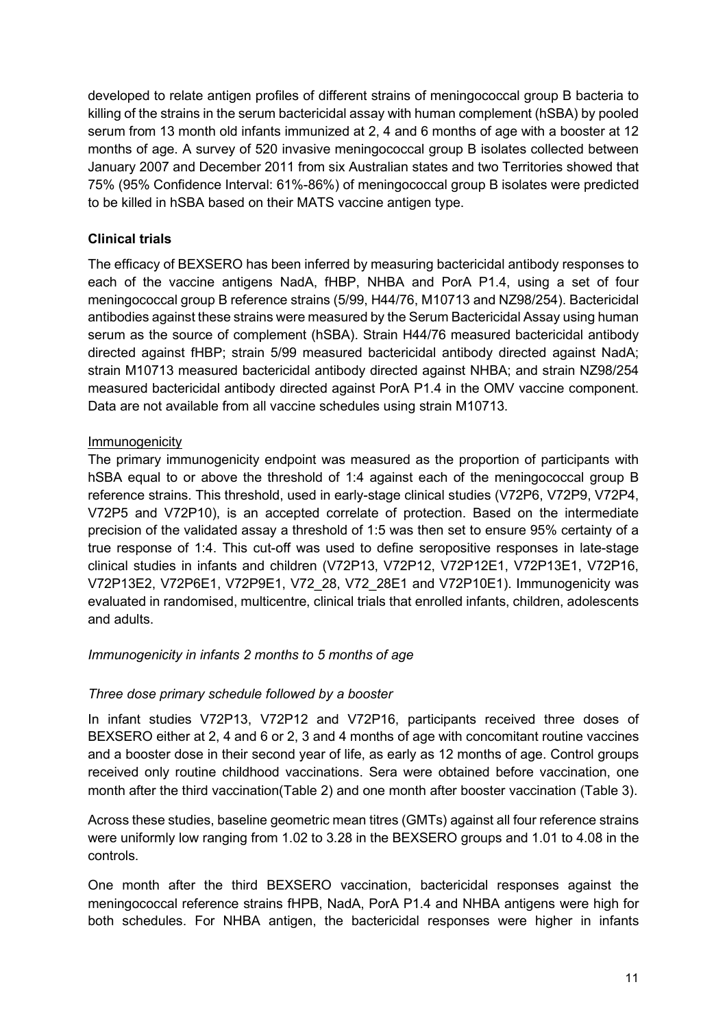developed to relate antigen profiles of different strains of meningococcal group B bacteria to killing of the strains in the serum bactericidal assay with human complement (hSBA) by pooled serum from 13 month old infants immunized at 2, 4 and 6 months of age with a booster at 12 months of age. A survey of 520 invasive meningococcal group B isolates collected between January 2007 and December 2011 from six Australian states and two Territories showed that 75% (95% Confidence Interval: 61%-86%) of meningococcal group B isolates were predicted to be killed in hSBA based on their MATS vaccine antigen type.

**Clinical trials**

The efficacy of BEXSERO has been inferred by measuring bactericidal antibody responses to each of the vaccine antigens NadA, fHBP, NHBA and PorA P1.4, using a set of four meningococcal group B reference strains (5/99, H44/76, M10713 and NZ98/254). Bactericidal antibodies against these strains were measured by the Serum Bactericidal Assay using human serum as the source of complement (hSBA). Strain H44/76 measured bactericidal antibody directed against fHBP; strain 5/99 measured bactericidal antibody directed against NadA; strain M10713 measured bactericidal antibody directed against NHBA; and strain NZ98/254 measured bactericidal antibody directed against PorA P1.4 in the OMV vaccine component. Data are not available from all vaccine schedules using strain M10713.

Immunogenicity

The primary immunogenicity endpoint was measured as the proportion of participants with hSBA equal to or above the threshold of 1:4 against each of the meningococcal group B reference strains. This threshold, used in early-stage clinical studies (V72P6, V72P9, V72P4, V72P5 and V72P10), is an accepted correlate of protection. Based on the intermediate precision of the validated assay a threshold of 1:5 was then set to ensure 95% certainty of a true response of 1:4. This cut-off was used to define seropositive responses in late-stage clinical studies in infants and children (V72P13, V72P12, V72P12E1, V72P13E1, V72P16, V72P13E2, V72P6E1, V72P9E1, V72_28, V72_28E1 and V72P10E1). Immunogenicity was evaluated in randomised, multicentre, clinical trials that enrolled infants, children, adolescents and adults.

*Immunogenicity in infants 2 months to 5 months of age*

*Three dose primary schedule followed by a booster*

In infant studies V72P13, V72P12 and V72P16, participants received three doses of BEXSERO either at 2, 4 and 6 or 2, 3 and 4 months of age with concomitant routine vaccines and a booster dose in their second year of life, as early as 12 months of age. Control groups received only routine childhood vaccinations. Sera were obtained before vaccination, one month after the third vaccination(Table 2) and one month after booster vaccination (Table 3).

Across these studies, baseline geometric mean titres (GMTs) against all four reference strains were uniformly low ranging from 1.02 to 3.28 in the BEXSERO groups and 1.01 to 4.08 in the controls.

One month after the third BEXSERO vaccination, bactericidal responses against the meningococcal reference strains fHPB, NadA, PorA P1.4 and NHBA antigens were high for both schedules. For NHBA antigen, the bactericidal responses were higher in infants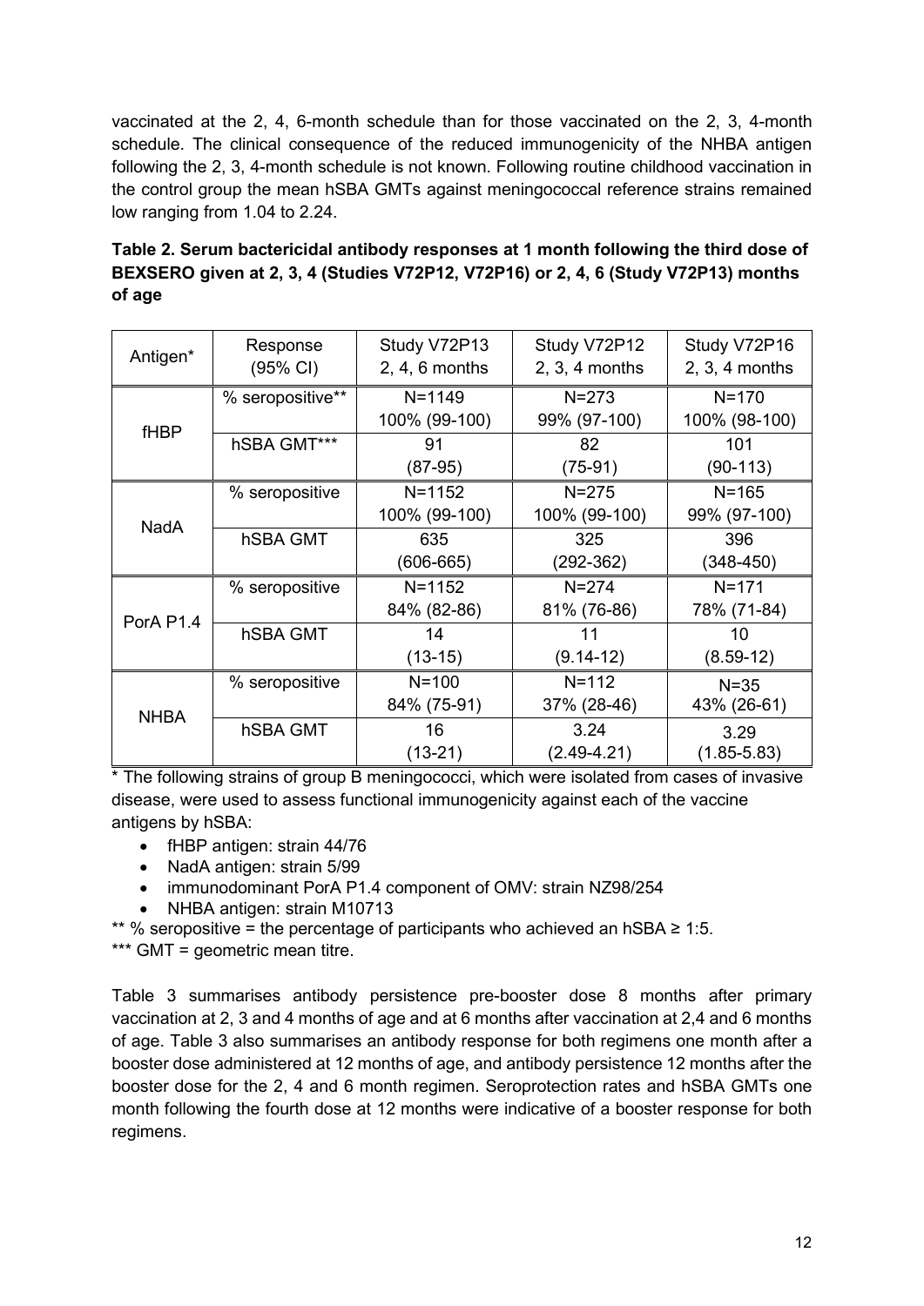vaccinated at the 2, 4, 6-month schedule than for those vaccinated on the 2, 3, 4-month schedule. The clinical consequence of the reduced immunogenicity of the NHBA antigen following the 2, 3, 4-month schedule is not known. Following routine childhood vaccination in the control group the mean hSBA GMTs against meningococcal reference strains remained low ranging from 1.04 to 2.24.

**Table 2. Serum bactericidal antibody responses at 1 month following the third dose of BEXSERO given at 2, 3, 4 (Studies V72P12, V72P16) or 2, 4, 6 (Study V72P13) months of age**

| Antigen* | Response (95% CI) | Study V72P13 2, 4, 6 months | Study V72P12 2, 3, 4 months | Study V72P16 2, 3, 4 months |
|---|---|---|---|---|
| fHBP | % seropositive** | N=1149 100% (99-100) | N=273 99% (97-100) | N=170 100% (98-100) |
| | hSBA GMT*** | 91 (87-95) | 82 (75-91) | 101 (90-113) |
| NadA | % seropositive | N=1152 100% (99-100) | N=275 100% (99-100) | N=165 99% (97-100) |
| | hSBA GMT | 635 (606-665) | 325 (292-362) | 396 (348-450) |
| PorA P1.4 | % seropositive | N=1152 84% (82-86) | N=274 81% (76-86) | N=171 78% (71-84) |
| | hSBA GMT | 14 (13-15) | 11 (9.14-12) | 10 (8.59-12) |
| NHBA | % seropositive | N=100 84% (75-91) | N=112 37% (28-46) | N=35 43% (26-61) |
| | hSBA GMT | 16 (13-21) | 3.24 (2.49-4.21) | 3.29 (1.85-5.83) |

\* The following strains of group B meningococci, which were isolated from cases of invasive disease, were used to assess functional immunogenicity against each of the vaccine antigens by hSBA:

- fHBP antigen: strain 44/76
- NadA antigen: strain 5/99
- immunodominant PorA P1.4 component of OMV: strain NZ98/254
- NHBA antigen: strain M10713

** % seropositive = the percentage of participants who achieved an hSBA ≥ 1:5.

*** GMT = geometric mean titre.

Table 3 summarises antibody persistence pre-booster dose 8 months after primary vaccination at 2, 3 and 4 months of age and at 6 months after vaccination at 2,4 and 6 months of age. Table 3 also summarises an antibody response for both regimens one month after a booster dose administered at 12 months of age, and antibody persistence 12 months after the booster dose for the 2, 4 and 6 month regimen. Seroprotection rates and hSBA GMTs one month following the fourth dose at 12 months were indicative of a booster response for both regimens.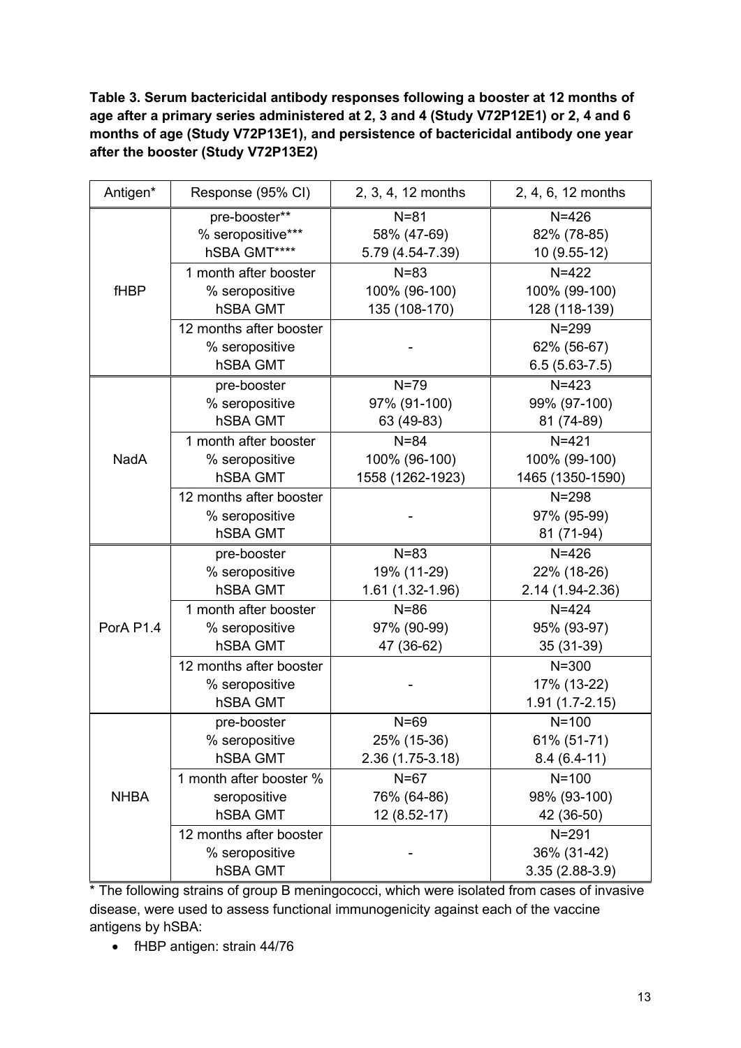**Table 3. Serum bactericidal antibody responses following a booster at 12 months of age after a primary series administered at 2, 3 and 4 (Study V72P12E1) or 2, 4 and 6 months of age (Study V72P13E1), and persistence of bactericidal antibody one year after the booster (Study V72P13E2)**

| Antigen* | Response (95% CI) | 2, 3, 4, 12 months | 2, 4, 6, 12 months |
|---|---|---|---|
| fHBP | pre-booster**<br>% seropositive***<br>hSBA GMT**** | N=81<br>58% (47-69)<br>5.79 (4.54-7.39) | N=426<br>82% (78-85)<br>10 (9.55-12) |
| | 1 month after booster<br>% seropositive<br>hSBA GMT | N=83<br>100% (96-100)<br>135 (108-170) | N=422<br>100% (99-100)<br>128 (118-139) |
| | 12 months after booster<br>% seropositive<br>hSBA GMT | - | N=299<br>62% (56-67)<br>6.5 (5.63-7.5) |
| NadA | pre-booster<br>% seropositive<br>hSBA GMT | N=79<br>97% (91-100)<br>63 (49-83) | N=423<br>99% (97-100)<br>81 (74-89) |
| | 1 month after booster<br>% seropositive<br>hSBA GMT | N=84<br>100% (96-100)<br>1558 (1262-1923) | N=421<br>100% (99-100)<br>1465 (1350-1590) |
| | 12 months after booster<br>% seropositive<br>hSBA GMT | - | N=298<br>97% (95-99)<br>81 (71-94) |
| PorA P1.4 | pre-booster<br>% seropositive<br>hSBA GMT | N=83<br>19% (11-29)<br>1.61 (1.32-1.96) | N=426<br>22% (18-26)<br>2.14 (1.94-2.36) |
| | 1 month after booster<br>% seropositive<br>hSBA GMT | N=86<br>97% (90-99)<br>47 (36-62) | N=424<br>95% (93-97)<br>35 (31-39) |
| | 12 months after booster<br>% seropositive<br>hSBA GMT | - | N=300<br>17% (13-22)<br>1.91 (1.7-2.15) |
| NHBA | pre-booster<br>% seropositive<br>hSBA GMT | N=69<br>25% (15-36)<br>2.36 (1.75-3.18) | N=100<br>61% (51-71)<br>8.4 (6.4-11) |
| | 1 month after booster % seropositive<br>hSBA GMT | N=67<br>76% (64-86)<br>12 (8.52-17) | N=100<br>98% (93-100)<br>42 (36-50) |
| | 12 months after booster<br>% seropositive<br>hSBA GMT | - | N=291<br>36% (31-42)<br>3.35 (2.88-3.9) |

* The following strains of group B meningococci, which were isolated from cases of invasive disease, were used to assess functional immunogenicity against each of the vaccine antigens by hSBA:

- fHBP antigen: strain 44/76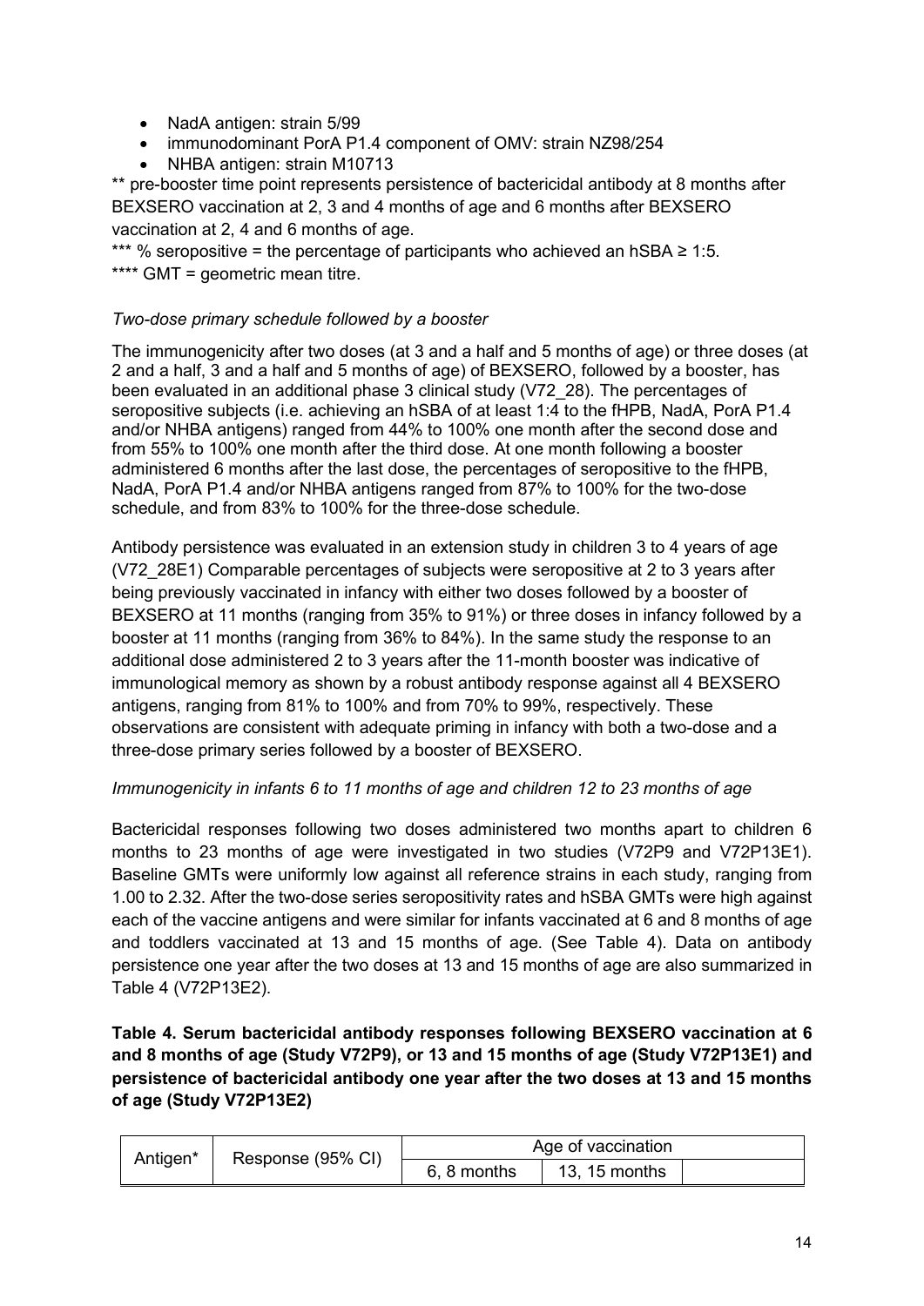- NadA antigen: strain 5/99
- immunodominant PorA P1.4 component of OMV: strain NZ98/254
- NHBA antigen: strain M10713

** pre-booster time point represents persistence of bactericidal antibody at 8 months after BEXSERO vaccination at 2, 3 and 4 months of age and 6 months after BEXSERO vaccination at 2, 4 and 6 months of age.

*** % seropositive = the percentage of participants who achieved an hSBA ≥ 1:5.

**** GMT = geometric mean titre.

*Two-dose primary schedule followed by a booster*

The immunogenicity after two doses (at 3 and a half and 5 months of age) or three doses (at 2 and a half, 3 and a half and 5 months of age) of BEXSERO, followed by a booster, has been evaluated in an additional phase 3 clinical study (V72_28). The percentages of seropositive subjects (i.e. achieving an hSBA of at least 1:4 to the fHPB, NadA, PorA P1.4 and/or NHBA antigens) ranged from 44% to 100% one month after the second dose and from 55% to 100% one month after the third dose. At one month following a booster administered 6 months after the last dose, the percentages of seropositive to the fHPB, NadA, PorA P1.4 and/or NHBA antigens ranged from 87% to 100% for the two-dose schedule, and from 83% to 100% for the three-dose schedule.

Antibody persistence was evaluated in an extension study in children 3 to 4 years of age (V72_28E1) Comparable percentages of subjects were seropositive at 2 to 3 years after being previously vaccinated in infancy with either two doses followed by a booster of BEXSERO at 11 months (ranging from 35% to 91%) or three doses in infancy followed by a booster at 11 months (ranging from 36% to 84%). In the same study the response to an additional dose administered 2 to 3 years after the 11-month booster was indicative of immunological memory as shown by a robust antibody response against all 4 BEXSERO antigens, ranging from 81% to 100% and from 70% to 99%, respectively. These observations are consistent with adequate priming in infancy with both a two-dose and a three-dose primary series followed by a booster of BEXSERO.

*Immunogenicity in infants 6 to 11 months of age and children 12 to 23 months of age*

Bactericidal responses following two doses administered two months apart to children 6 months to 23 months of age were investigated in two studies (V72P9 and V72P13E1). Baseline GMTs were uniformly low against all reference strains in each study, ranging from 1.00 to 2.32. After the two-dose series seropositivity rates and hSBA GMTs were high against each of the vaccine antigens and were similar for infants vaccinated at 6 and 8 months of age and toddlers vaccinated at 13 and 15 months of age. (See Table 4). Data on antibody persistence one year after the two doses at 13 and 15 months of age are also summarized in Table 4 (V72P13E2).

**Table 4. Serum bactericidal antibody responses following BEXSERO vaccination at 6 and 8 months of age (Study V72P9), or 13 and 15 months of age (Study V72P13E1) and persistence of bactericidal antibody one year after the two doses at 13 and 15 months of age (Study V72P13E2)**

| Antigen* | Response (95% CI) | Age of vaccination | | |
|---|---|---|---|---|
| | | 6, 8 months | 13, 15 months | |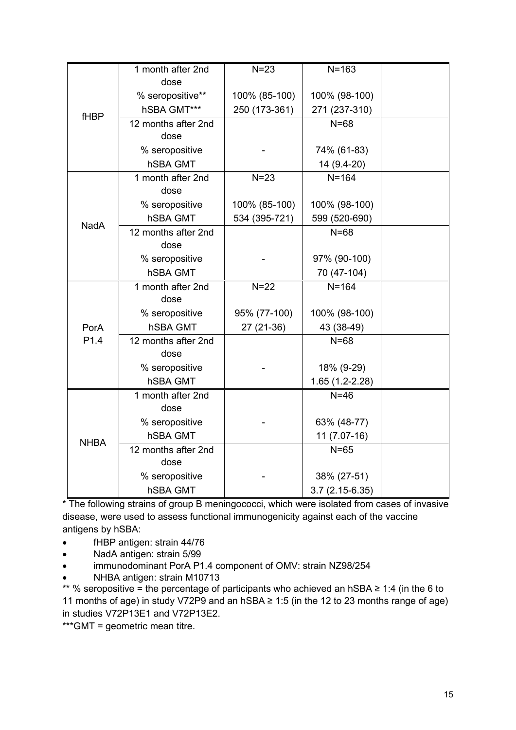| | | | | |
|---|---|---|---|---|
| fHBP | 1 month after 2nd dose | N=23 | N=163 | |
| | % seropositive** | 100% (85-100) | 100% (98-100) | |
| | hSBA GMT*** | 250 (173-361) | 271 (237-310) | |
| | 12 months after 2nd dose | | N=68 | |
| | % seropositive | - | 74% (61-83) | |
| | hSBA GMT | | 14 (9.4-20) | |
| NadA | 1 month after 2nd dose | N=23 | N=164 | |
| | % seropositive | 100% (85-100) | 100% (98-100) | |
| | hSBA GMT | 534 (395-721) | 599 (520-690) | |
| | 12 months after 2nd dose | | N=68 | |
| | % seropositive | - | 97% (90-100) | |
| | hSBA GMT | | 70 (47-104) | |
| PorA P1.4 | 1 month after 2nd dose | N=22 | N=164 | |
| | % seropositive | 95% (77-100) | 100% (98-100) | |
| | hSBA GMT | 27 (21-36) | 43 (38-49) | |
| | 12 months after 2nd dose | | N=68 | |
| | % seropositive | - | 18% (9-29) | |
| | hSBA GMT | | 1.65 (1.2-2.28) | |
| NHBA | 1 month after 2nd dose | | N=46 | |
| | % seropositive | - | 63% (48-77) | |
| | hSBA GMT | | 11 (7.07-16) | |
| | 12 months after 2nd dose | | N=65 | |
| | % seropositive | - | 38% (27-51) | |
| | hSBA GMT | | 3.7 (2.15-6.35) | |

* The following strains of group B meningococci, which were isolated from cases of invasive disease, were used to assess functional immunogenicity against each of the vaccine antigens by hSBA:

- fHBP antigen: strain 44/76
- NadA antigen: strain 5/99
- immunodominant PorA P1.4 component of OMV: strain NZ98/254
- NHBA antigen: strain M10713

** % seropositive = the percentage of participants who achieved an hSBA ≥ 1:4 (in the 6 to 11 months of age) in study V72P9 and an hSBA ≥ 1:5 (in the 12 to 23 months range of age) in studies V72P13E1 and V72P13E2.

***GMT = geometric mean titre.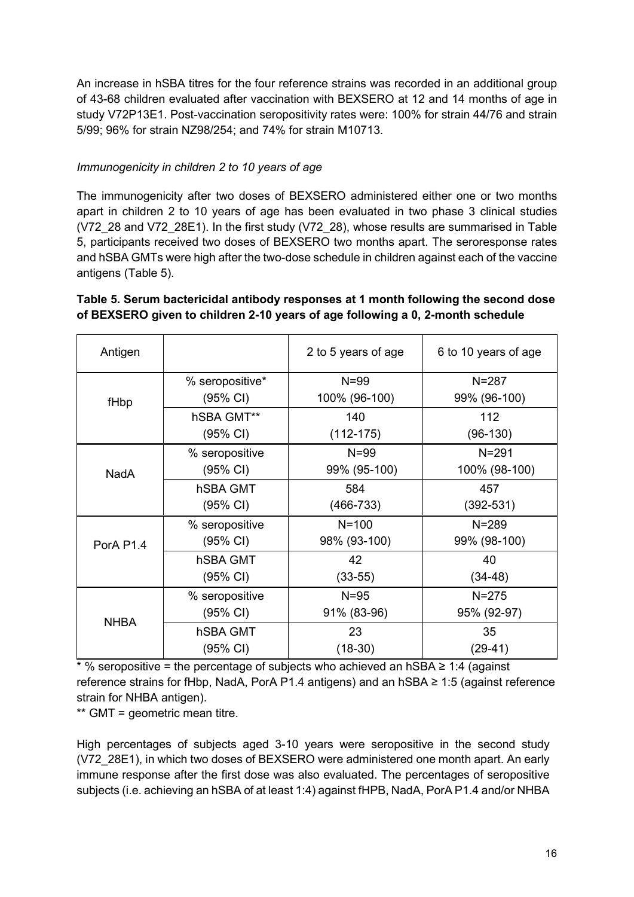An increase in hSBA titres for the four reference strains was recorded in an additional group of 43-68 children evaluated after vaccination with BEXSERO at 12 and 14 months of age in study V72P13E1. Post-vaccination seropositivity rates were: 100% for strain 44/76 and strain 5/99; 96% for strain NZ98/254; and 74% for strain M10713.

*Immunogenicity in children 2 to 10 years of age*

The immunogenicity after two doses of BEXSERO administered either one or two months apart in children 2 to 10 years of age has been evaluated in two phase 3 clinical studies (V72_28 and V72_28E1). In the first study (V72_28), whose results are summarised in Table 5, participants received two doses of BEXSERO two months apart. The seroresponse rates and hSBA GMTs were high after the two-dose schedule in children against each of the vaccine antigens (Table 5).

**Table 5. Serum bactericidal antibody responses at 1 month following the second dose of BEXSERO given to children 2-10 years of age following a 0, 2-month schedule**

| Antigen | | 2 to 5 years of age | 6 to 10 years of age |
|---|---|---|---|
| fHbp | % seropositive* (95% CI) | N=99 100% (96-100) | N=287 99% (96-100) |
| | hSBA GMT** (95% CI) | 140 (112-175) | 112 (96-130) |
| NadA | % seropositive (95% CI) | N=99 99% (95-100) | N=291 100% (98-100) |
| | hSBA GMT (95% CI) | 584 (466-733) | 457 (392-531) |
| PorA P1.4 | % seropositive (95% CI) | N=100 98% (93-100) | N=289 99% (98-100) |
| | hSBA GMT (95% CI) | 42 (33-55) | 40 (34-48) |
| NHBA | % seropositive (95% CI) | N=95 91% (83-96) | N=275 95% (92-97) |
| | hSBA GMT (95% CI) | 23 (18-30) | 35 (29-41) |

\* % seropositive = the percentage of subjects who achieved an hSBA ≥ 1:4 (against reference strains for fHbp, NadA, PorA P1.4 antigens) and an hSBA ≥ 1:5 (against reference strain for NHBA antigen).

\*\* GMT = geometric mean titre.

High percentages of subjects aged 3-10 years were seropositive in the second study (V72_28E1), in which two doses of BEXSERO were administered one month apart. An early immune response after the first dose was also evaluated. The percentages of seropositive subjects (i.e. achieving an hSBA of at least 1:4) against fHPB, NadA, PorA P1.4 and/or NHBA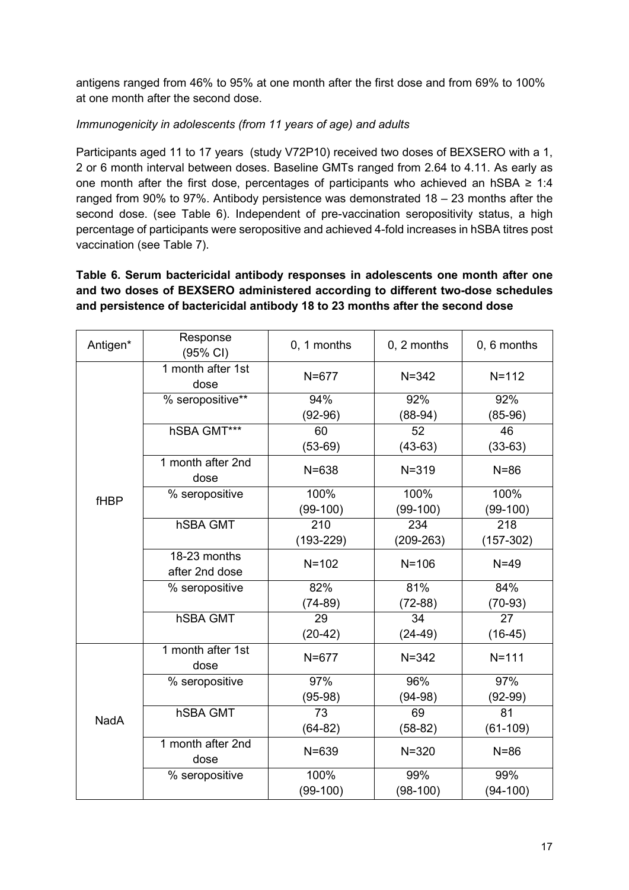antigens ranged from 46% to 95% at one month after the first dose and from 69% to 100% at one month after the second dose.

*Immunogenicity in adolescents (from 11 years of age) and adults*

Participants aged 11 to 17 years (study V72P10) received two doses of BEXSERO with a 1, 2 or 6 month interval between doses. Baseline GMTs ranged from 2.64 to 4.11. As early as one month after the first dose, percentages of participants who achieved an hSBA ≥ 1:4 ranged from 90% to 97%. Antibody persistence was demonstrated 18 – 23 months after the second dose. (see Table 6). Independent of pre-vaccination seropositivity status, a high percentage of participants were seropositive and achieved 4-fold increases in hSBA titres post vaccination (see Table 7).

**Table 6. Serum bactericidal antibody responses in adolescents one month after one and two doses of BEXSERO administered according to different two-dose schedules and persistence of bactericidal antibody 18 to 23 months after the second dose**

| Antigen* | Response (95% CI) | 0, 1 months | 0, 2 months | 0, 6 months |
|---|---|---|---|---|
| fHBP | 1 month after 1st dose | N=677 | N=342 | N=112 |
| | % seropositive** | 94% (92-96) | 92% (88-94) | 92% (85-96) |
| | hSBA GMT*** | 60 (53-69) | 52 (43-63) | 46 (33-63) |
| | 1 month after 2nd dose | N=638 | N=319 | N=86 |
| | % seropositive | 100% (99-100) | 100% (99-100) | 100% (99-100) |
| | hSBA GMT | 210 (193-229) | 234 (209-263) | 218 (157-302) |
| | 18-23 months after 2nd dose | N=102 | N=106 | N=49 |
| | % seropositive | 82% (74-89) | 81% (72-88) | 84% (70-93) |
| | hSBA GMT | 29 (20-42) | 34 (24-49) | 27 (16-45) |
| NadA | 1 month after 1st dose | N=677 | N=342 | N=111 |
| | % seropositive | 97% (95-98) | 96% (94-98) | 97% (92-99) |
| | hSBA GMT | 73 (64-82) | 69 (58-82) | 81 (61-109) |
| | 1 month after 2nd dose | N=639 | N=320 | N=86 |
| | % seropositive | 100% (99-100) | 99% (98-100) | 99% (94-100) |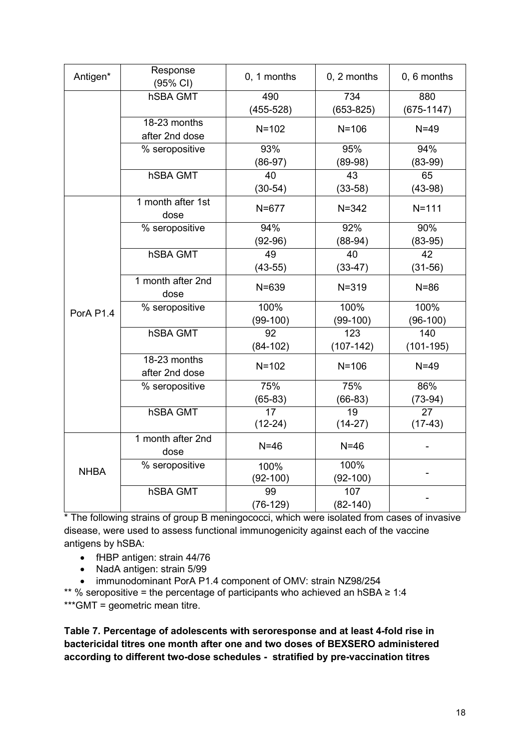| Antigen* | Response (95% CI) | 0, 1 months | 0, 2 months | 0, 6 months |
|---|---|---|---|---|
| | hSBA GMT | 490 (455-528) | 734 (653-825) | 880 (675-1147) |
| | 18-23 months after 2nd dose | N=102 | N=106 | N=49 |
| | % seropositive | 93% (86-97) | 95% (89-98) | 94% (83-99) |
| | hSBA GMT | 40 (30-54) | 43 (33-58) | 65 (43-98) |
| PorA P1.4 | 1 month after 1st dose | N=677 | N=342 | N=111 |
| | % seropositive | 94% (92-96) | 92% (88-94) | 90% (83-95) |
| | hSBA GMT | 49 (43-55) | 40 (33-47) | 42 (31-56) |
| | 1 month after 2nd dose | N=639 | N=319 | N=86 |
| | % seropositive | 100% (99-100) | 100% (99-100) | 100% (96-100) |
| | hSBA GMT | 92 (84-102) | 123 (107-142) | 140 (101-195) |
| | 18-23 months after 2nd dose | N=102 | N=106 | N=49 |
| | % seropositive | 75% (65-83) | 75% (66-83) | 86% (73-94) |
| | hSBA GMT | 17 (12-24) | 19 (14-27) | 27 (17-43) |
| NHBA | 1 month after 2nd dose | N=46 | N=46 | - |
| | % seropositive | 100% (92-100) | 100% (92-100) | - |
| | hSBA GMT | 99 (76-129) | 107 (82-140) | - |

* The following strains of group B meningococci, which were isolated from cases of invasive disease, were used to assess functional immunogenicity against each of the vaccine antigens by hSBA:

- fHBP antigen: strain 44/76
- NadA antigen: strain 5/99
- immunodominant PorA P1.4 component of OMV: strain NZ98/254

** % seropositive = the percentage of participants who achieved an hSBA ≥ 1:4

***GMT = geometric mean titre.

**Table 7. Percentage of adolescents with seroresponse and at least 4-fold rise in bactericidal titres one month after one and two doses of BEXSERO administered according to different two-dose schedules - stratified by pre-vaccination titres**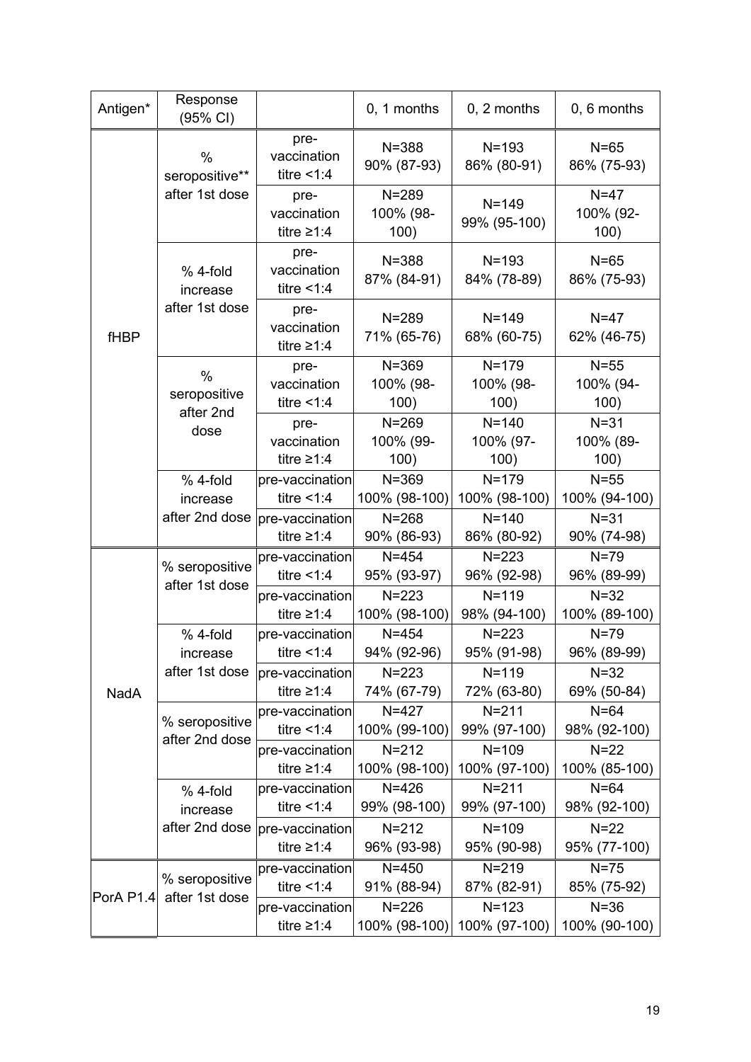| Antigen* | Response (95% CI) | | 0, 1 months | 0, 2 months | 0, 6 months |
|---|---|---|---|---|---|
| fHBP | % seropositive** after 1st dose | pre-vaccination titre <1:4 | N=388 90% (87-93) | N=193 86% (80-91) | N=65 86% (75-93) |
| | | pre-vaccination titre ≥1:4 | N=289 100% (98-100) | N=149 99% (95-100) | N=47 100% (92-100) |
| | % 4-fold increase after 1st dose | pre-vaccination titre <1:4 | N=388 87% (84-91) | N=193 84% (78-89) | N=65 86% (75-93) |
| | | pre-vaccination titre ≥1:4 | N=289 71% (65-76) | N=149 68% (60-75) | N=47 62% (46-75) |
| | % seropositive after 2nd dose | pre-vaccination titre <1:4 | N=369 100% (98-100) | N=179 100% (98-100) | N=55 100% (94-100) |
| | | pre-vaccination titre ≥1:4 | N=269 100% (99-100) | N=140 100% (97-100) | N=31 100% (89-100) |
| | % 4-fold increase after 2nd dose | pre-vaccination titre <1:4 | N=369 100% (98-100) | N=179 100% (98-100) | N=55 100% (94-100) |
| | | pre-vaccination titre ≥1:4 | N=268 90% (86-93) | N=140 86% (80-92) | N=31 90% (74-98) |
| NadA | % seropositive after 1st dose | pre-vaccination titre <1:4 | N=454 95% (93-97) | N=223 96% (92-98) | N=79 96% (89-99) |
| | | pre-vaccination titre ≥1:4 | N=223 100% (98-100) | N=119 98% (94-100) | N=32 100% (89-100) |
| | % 4-fold increase after 1st dose | pre-vaccination titre <1:4 | N=454 94% (92-96) | N=223 95% (91-98) | N=79 96% (89-99) |
| | | pre-vaccination titre ≥1:4 | N=223 74% (67-79) | N=119 72% (63-80) | N=32 69% (50-84) |
| | % seropositive after 2nd dose | pre-vaccination titre <1:4 | N=427 100% (99-100) | N=211 99% (97-100) | N=64 98% (92-100) |
| | | pre-vaccination titre ≥1:4 | N=212 100% (98-100) | N=109 100% (97-100) | N=22 100% (85-100) |
| | % 4-fold increase after 2nd dose | pre-vaccination titre <1:4 | N=426 99% (98-100) | N=211 99% (97-100) | N=64 98% (92-100) |
| | | pre-vaccination titre ≥1:4 | N=212 96% (93-98) | N=109 95% (90-98) | N=22 95% (77-100) |
| PorA P1.4 | % seropositive after 1st dose | pre-vaccination titre <1:4 | N=450 91% (88-94) | N=219 87% (82-91) | N=75 85% (75-92) |
| | | pre-vaccination titre ≥1:4 | N=226 100% (98-100) | N=123 100% (97-100) | N=36 100% (90-100) |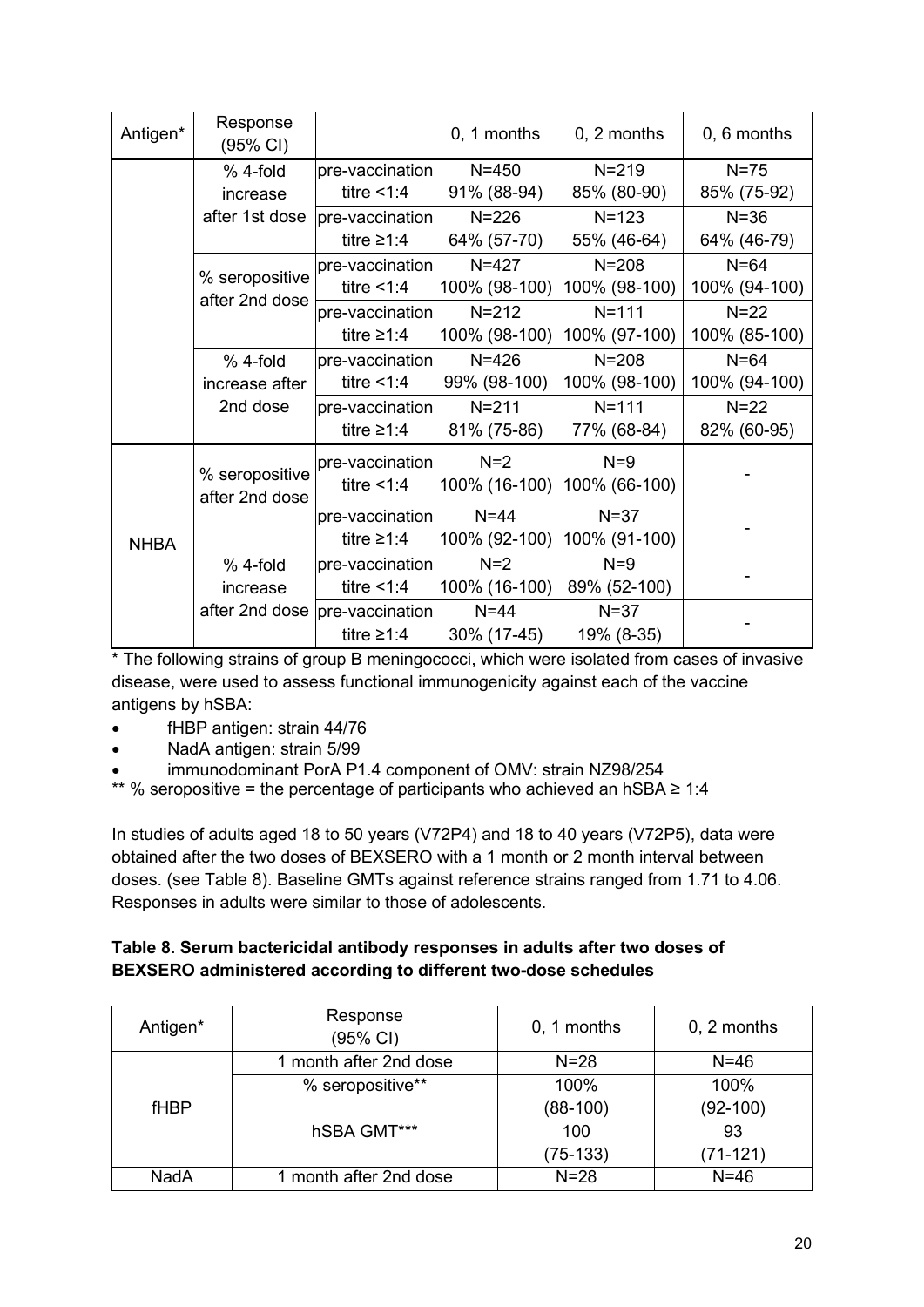| Antigen* | Response (95% CI) | | 0, 1 months | 0, 2 months | 0, 6 months |
|---|---|---|---|---|---|
| | % 4-fold increase after 1st dose | pre-vaccination titre <1:4 | N=450 91% (88-94) | N=219 85% (80-90) | N=75 85% (75-92) |
| | | pre-vaccination titre ≥1:4 | N=226 64% (57-70) | N=123 55% (46-64) | N=36 64% (46-79) |
| | % seropositive after 2nd dose | pre-vaccination titre <1:4 | N=427 100% (98-100) | N=208 100% (98-100) | N=64 100% (94-100) |
| | | pre-vaccination titre ≥1:4 | N=212 100% (98-100) | N=111 100% (97-100) | N=22 100% (85-100) |
| | % 4-fold increase after 2nd dose | pre-vaccination titre <1:4 | N=426 99% (98-100) | N=208 100% (98-100) | N=64 100% (94-100) |
| | | pre-vaccination titre ≥1:4 | N=211 81% (75-86) | N=111 77% (68-84) | N=22 82% (60-95) |
| NHBA | % seropositive after 2nd dose | pre-vaccination titre <1:4 | N=2 100% (16-100) | N=9 100% (66-100) | - |
| | | pre-vaccination titre ≥1:4 | N=44 100% (92-100) | N=37 100% (91-100) | - |
| | % 4-fold increase after 2nd dose | pre-vaccination titre <1:4 | N=2 100% (16-100) | N=9 89% (52-100) | - |
| | | pre-vaccination titre ≥1:4 | N=44 30% (17-45) | N=37 19% (8-35) | - |

\* The following strains of group B meningococci, which were isolated from cases of invasive disease, were used to assess functional immunogenicity against each of the vaccine antigens by hSBA:

- fHBP antigen: strain 44/76
- NadA antigen: strain 5/99
- immunodominant PorA P1.4 component of OMV: strain NZ98/254

\*\* % seropositive = the percentage of participants who achieved an hSBA ≥ 1:4

In studies of adults aged 18 to 50 years (V72P4) and 18 to 40 years (V72P5), data were obtained after the two doses of BEXSERO with a 1 month or 2 month interval between doses. (see Table 8). Baseline GMTs against reference strains ranged from 1.71 to 4.06. Responses in adults were similar to those of adolescents.

**Table 8. Serum bactericidal antibody responses in adults after two doses of BEXSERO administered according to different two-dose schedules**

| Antigen* | Response (95% CI) | 0, 1 months | 0, 2 months |
|---|---|---|---|
| fHBP | 1 month after 2nd dose | N=28 | N=46 |
| | % seropositive** | 100% (88-100) | 100% (92-100) |
| | hSBA GMT*** | 100 (75-133) | 93 (71-121) |
| NadA | 1 month after 2nd dose | N=28 | N=46 |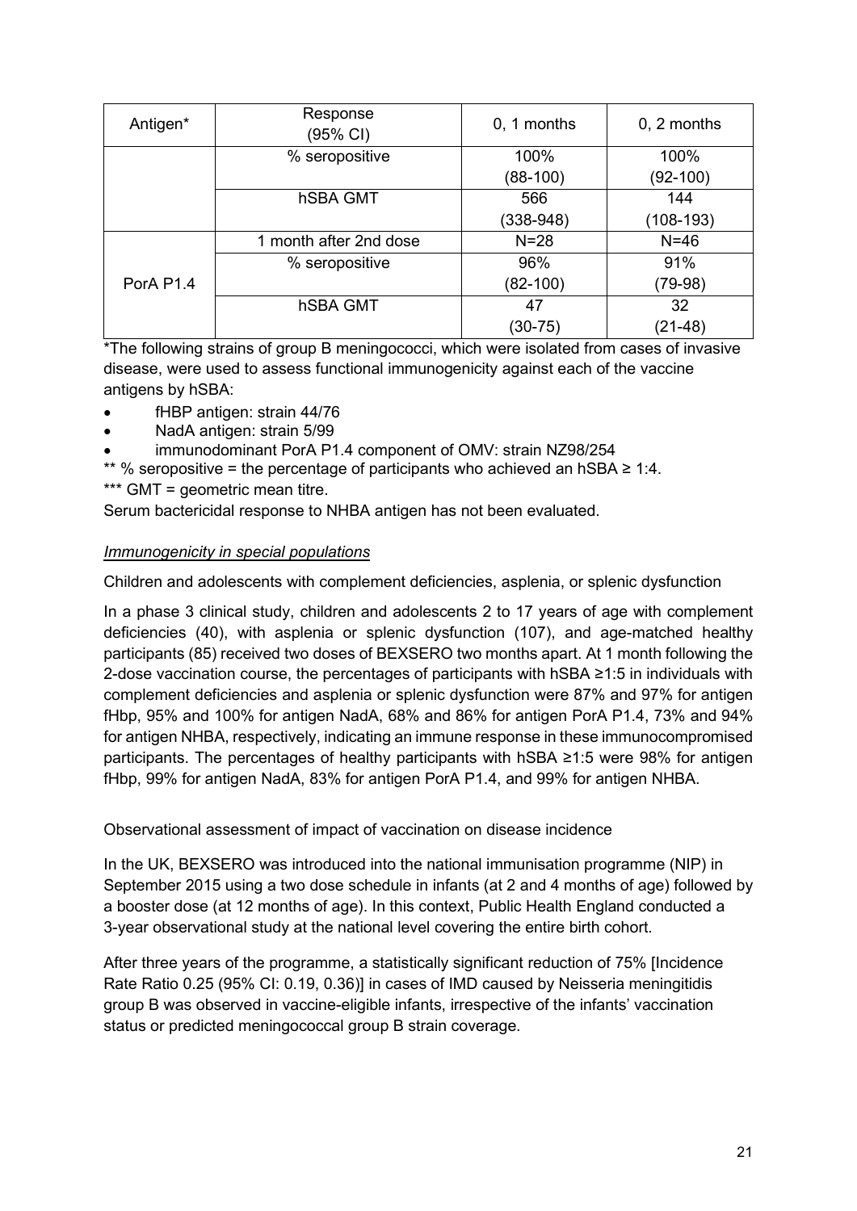| Antigen* | Response (95% CI) | 0, 1 months | 0, 2 months |
|---|---|---|---|
| | % seropositive | 100% (88-100) | 100% (92-100) |
| | hSBA GMT | 566 (338-948) | 144 (108-193) |
| PorA P1.4 | 1 month after 2nd dose | N=28 | N=46 |
| | % seropositive | 96% (82-100) | 91% (79-98) |
| | hSBA GMT | 47 (30-75) | 32 (21-48) |

*The following strains of group B meningococci, which were isolated from cases of invasive disease, were used to assess functional immunogenicity against each of the vaccine antigens by hSBA:

- fHBP antigen: strain 44/76
- NadA antigen: strain 5/99
- immunodominant PorA P1.4 component of OMV: strain NZ98/254

** % seropositive = the percentage of participants who achieved an hSBA ≥ 1:4.

*** GMT = geometric mean titre.

Serum bactericidal response to NHBA antigen has not been evaluated.

*Immunogenicity in special populations*

Children and adolescents with complement deficiencies, asplenia, or splenic dysfunction

In a phase 3 clinical study, children and adolescents 2 to 17 years of age with complement deficiencies (40), with asplenia or splenic dysfunction (107), and age-matched healthy participants (85) received two doses of BEXSERO two months apart. At 1 month following the 2-dose vaccination course, the percentages of participants with hSBA ≥1:5 in individuals with complement deficiencies and asplenia or splenic dysfunction were 87% and 97% for antigen fHbp, 95% and 100% for antigen NadA, 68% and 86% for antigen PorA P1.4, 73% and 94% for antigen NHBA, respectively, indicating an immune response in these immunocompromised participants. The percentages of healthy participants with hSBA ≥1:5 were 98% for antigen fHbp, 99% for antigen NadA, 83% for antigen PorA P1.4, and 99% for antigen NHBA.

Observational assessment of impact of vaccination on disease incidence

In the UK, BEXSERO was introduced into the national immunisation programme (NIP) in September 2015 using a two dose schedule in infants (at 2 and 4 months of age) followed by a booster dose (at 12 months of age). In this context, Public Health England conducted a 3-year observational study at the national level covering the entire birth cohort.

After three years of the programme, a statistically significant reduction of 75% [Incidence Rate Ratio 0.25 (95% CI: 0.19, 0.36)] in cases of IMD caused by Neisseria meningitidis group B was observed in vaccine-eligible infants, irrespective of the infants' vaccination status or predicted meningococcal group B strain coverage.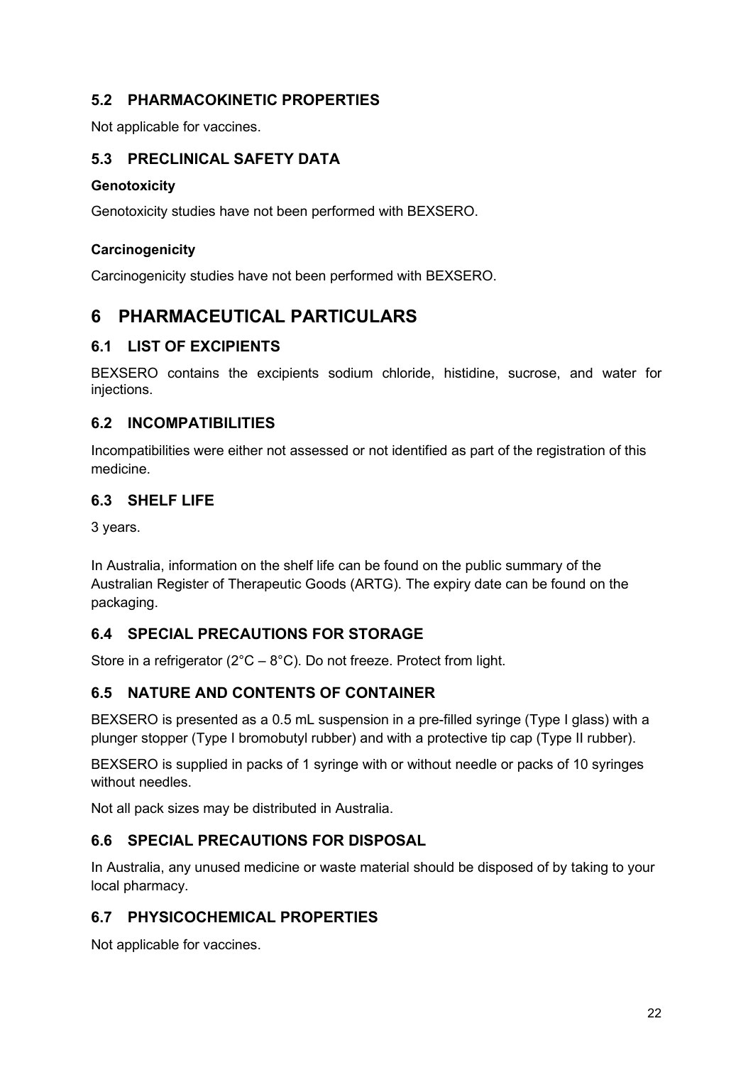## 5.2 PHARMACOKINETIC PROPERTIES

Not applicable for vaccines.

## 5.3 PRECLINICAL SAFETY DATA

### Genotoxicity

Genotoxicity studies have not been performed with BEXSERO.

### Carcinogenicity

Carcinogenicity studies have not been performed with BEXSERO.

# 6 PHARMACEUTICAL PARTICULARS

## 6.1 LIST OF EXCIPIENTS

BEXSERO contains the excipients sodium chloride, histidine, sucrose, and water for injections.

## 6.2 INCOMPATIBILITIES

Incompatibilities were either not assessed or not identified as part of the registration of this medicine.

## 6.3 SHELF LIFE

3 years.

In Australia, information on the shelf life can be found on the public summary of the Australian Register of Therapeutic Goods (ARTG). The expiry date can be found on the packaging.

## 6.4 SPECIAL PRECAUTIONS FOR STORAGE

Store in a refrigerator (2°C – 8°C). Do not freeze. Protect from light.

## 6.5 NATURE AND CONTENTS OF CONTAINER

BEXSERO is presented as a 0.5 mL suspension in a pre-filled syringe (Type I glass) with a plunger stopper (Type I bromobutyl rubber) and with a protective tip cap (Type II rubber).

BEXSERO is supplied in packs of 1 syringe with or without needle or packs of 10 syringes without needles.

Not all pack sizes may be distributed in Australia.

## 6.6 SPECIAL PRECAUTIONS FOR DISPOSAL

In Australia, any unused medicine or waste material should be disposed of by taking to your local pharmacy.

## 6.7 PHYSICOCHEMICAL PROPERTIES

Not applicable for vaccines.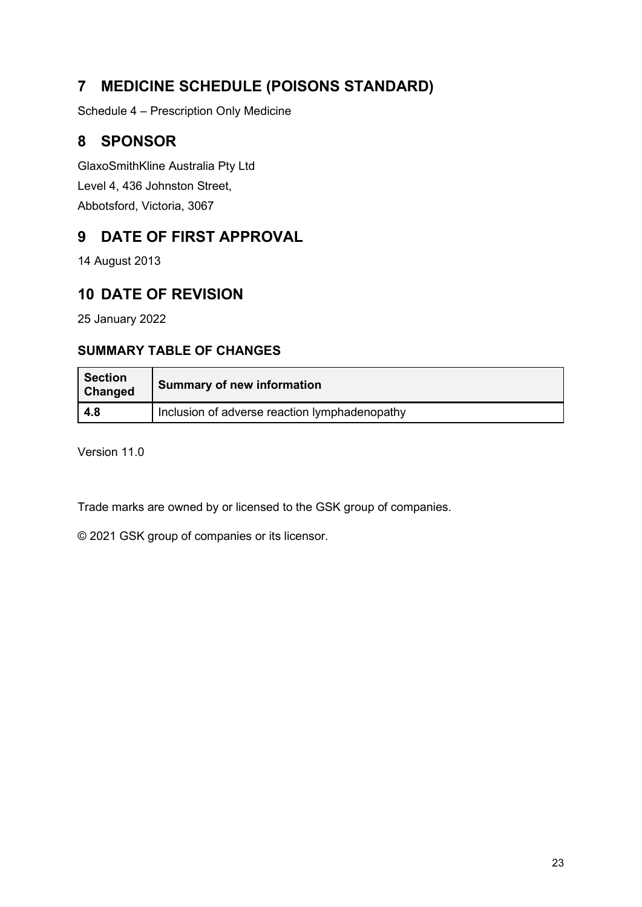## 7 MEDICINE SCHEDULE (POISONS STANDARD)

Schedule 4 – Prescription Only Medicine

## 8 SPONSOR

GlaxoSmithKline Australia Pty Ltd

Level 4, 436 Johnston Street,

Abbotsford, Victoria, 3067

## 9 DATE OF FIRST APPROVAL

14 August 2013

## 10 DATE OF REVISION

25 January 2022

### SUMMARY TABLE OF CHANGES

| Section Changed | Summary of new information |
|---|---|
| **4.8** | Inclusion of adverse reaction lymphadenopathy |

Version 11.0

Trade marks are owned by or licensed to the GSK group of companies.

© 2021 GSK group of companies or its licensor.